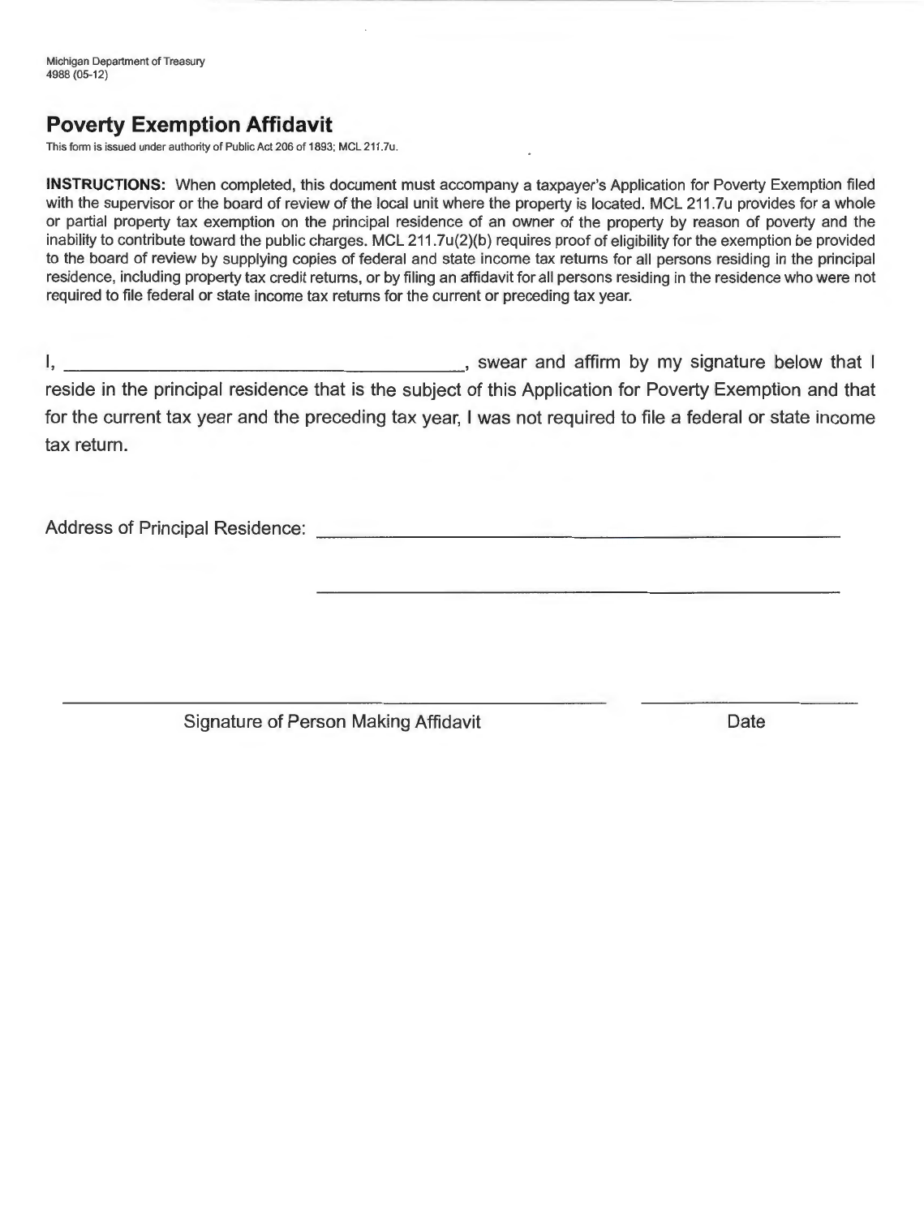Michigan Department of Treasury
4988 (05-12)

# Poverty Exemption Affidavit

This form is issued under authority of Public Act 206 of 1893; MCL 211.7u.

**INSTRUCTIONS:** When completed, this document must accompany a taxpayer's Application for Poverty Exemption filed with the supervisor or the board of review of the local unit where the property is located. MCL 211.7u provides for a whole or partial property tax exemption on the principal residence of an owner of the property by reason of poverty and the inability to contribute toward the public charges. MCL 211.7u(2)(b) requires proof of eligibility for the exemption be provided to the board of review by supplying copies of federal and state income tax returns for all persons residing in the principal residence, including property tax credit returns, or by filing an affidavit for all persons residing in the residence who were not required to file federal or state income tax returns for the current or preceding tax year.

I, ________________________________________, swear and affirm by my signature below that I reside in the principal residence that is the subject of this Application for Poverty Exemption and that for the current tax year and the preceding tax year, I was not required to file a federal or state income tax return.

Address of Principal Residence: ____________________________________________

____________________________________________

______________________________________________ ____________________

Signature of Person Making Affidavit Date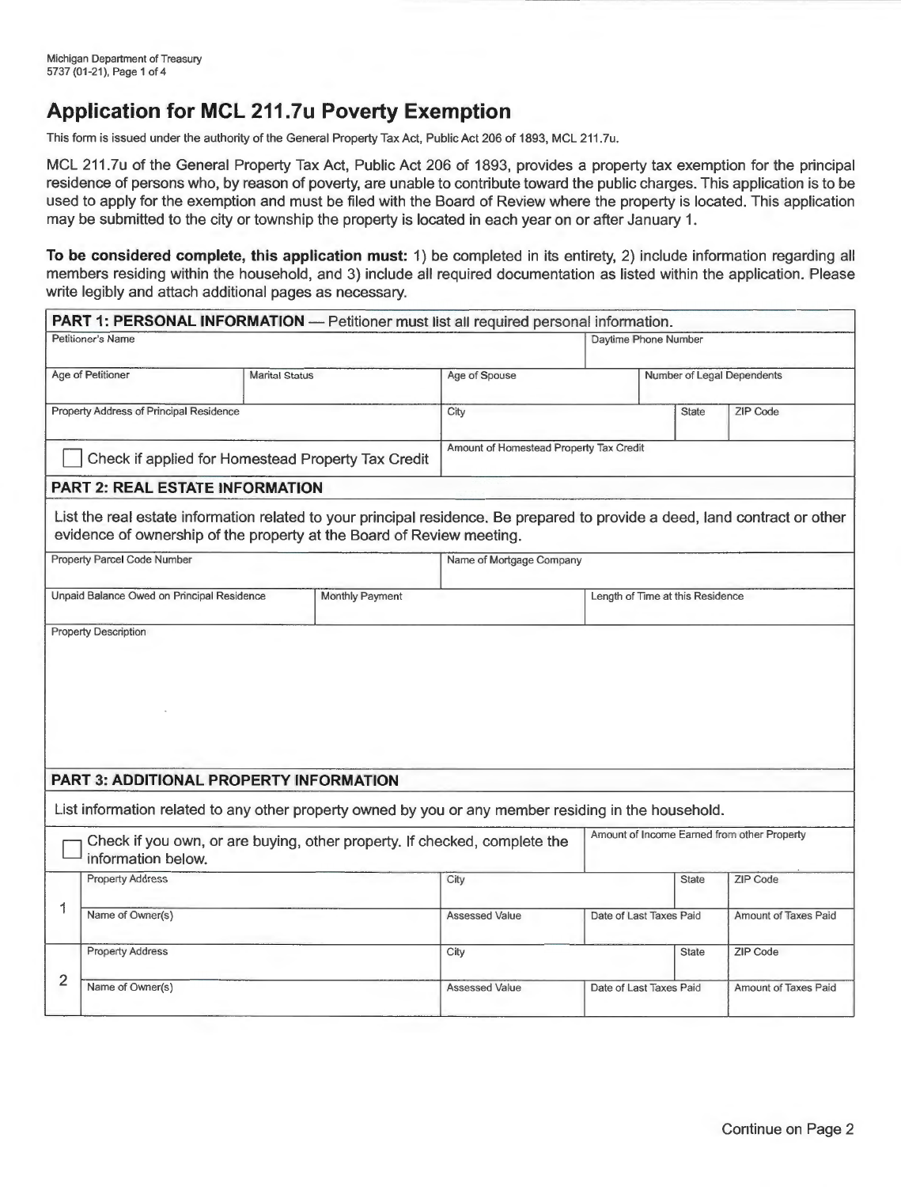Michigan Department of Treasury
5737 (01-21), Page 1 of 4

# Application for MCL 211.7u Poverty Exemption

This form is issued under the authority of the General Property Tax Act, Public Act 206 of 1893, MCL 211.7u.

MCL 211.7u of the General Property Tax Act, Public Act 206 of 1893, provides a property tax exemption for the principal residence of persons who, by reason of poverty, are unable to contribute toward the public charges. This application is to be used to apply for the exemption and must be filed with the Board of Review where the property is located. This application may be submitted to the city or township the property is located in each year on or after January 1.

**To be considered complete, this application must:** 1) be completed in its entirety, 2) include information regarding all members residing within the household, and 3) include all required documentation as listed within the application. Please write legibly and attach additional pages as necessary.

## PART 1: PERSONAL INFORMATION — Petitioner must list all required personal information.

| Petitioner's Name | | | Daytime Phone Number |
|---|---|---|---|
| | | | |

| Age of Petitioner | Marital Status | Age of Spouse | Number of Legal Dependents |
|---|---|---|---|
| | | | |

| Property Address of Principal Residence | City | State | ZIP Code |
|---|---|---|---|
| | | | |

| ☐ Check if applied for Homestead Property Tax Credit | Amount of Homestead Property Tax Credit |
|---|---|
| | |

## PART 2: REAL ESTATE INFORMATION

List the real estate information related to your principal residence. Be prepared to provide a deed, land contract or other evidence of ownership of the property at the Board of Review meeting.

| Property Parcel Code Number | Name of Mortgage Company |
|---|---|
| | |

| Unpaid Balance Owed on Principal Residence | Monthly Payment | Length of Time at this Residence |
|---|---|---|
| | | |

Property Description

## PART 3: ADDITIONAL PROPERTY INFORMATION

List information related to any other property owned by you or any member residing in the household.

| ☐ Check if you own, or are buying, other property. If checked, complete the information below. | Amount of Income Earned from other Property |
|---|---|
| | |

| | Property Address | City | | State | ZIP Code |
|---|---|---|---|---|---|
| 1 | | | | | |
| | **Name of Owner(s)** | **Assessed Value** | **Date of Last Taxes Paid** | | **Amount of Taxes Paid** |
| | | | | | |
| | **Property Address** | **City** | | **State** | **ZIP Code** |
| 2 | | | | | |
| | **Name of Owner(s)** | **Assessed Value** | **Date of Last Taxes Paid** | | **Amount of Taxes Paid** |
| | | | | | |

Continue on Page 2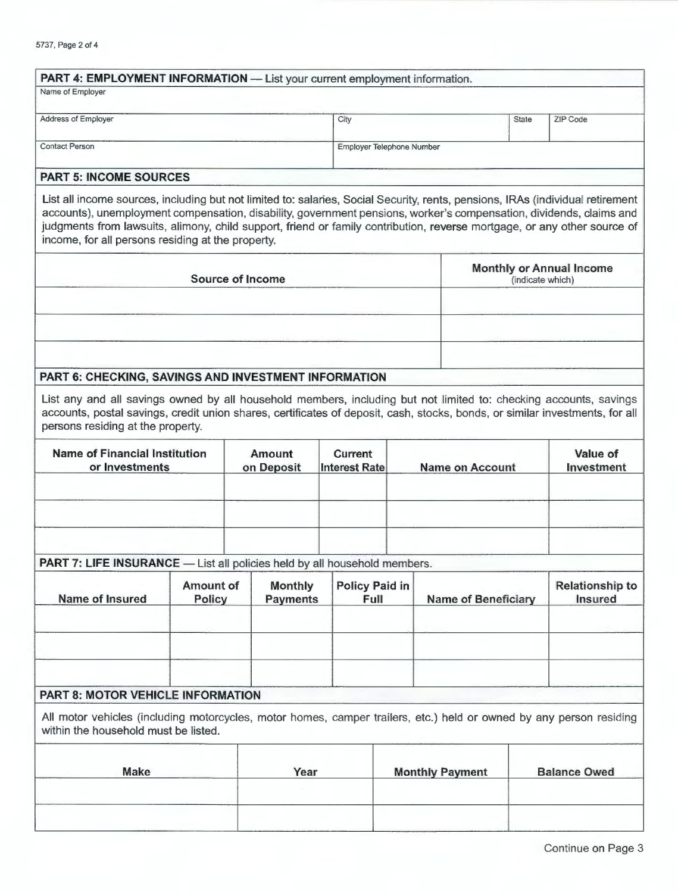## PART 4: EMPLOYMENT INFORMATION — List your current employment information.

| Name of Employer | | | |
|---|---|---|---|
| | | | |
| **Address of Employer** | **City** | **State** | **ZIP Code** |
| | | | |
| **Contact Person** | **Employer Telephone Number** | | |
| | | | |

## PART 5: INCOME SOURCES

List all income sources, including but not limited to: salaries, Social Security, rents, pensions, IRAs (individual retirement accounts), unemployment compensation, disability, government pensions, worker's compensation, dividends, claims and judgments from lawsuits, alimony, child support, friend or family contribution, reverse mortgage, or any other source of income, for all persons residing at the property.

| Source of Income | Monthly or Annual Income (indicate which) |
|---|---|
| | |
| | |
| | |

## PART 6: CHECKING, SAVINGS AND INVESTMENT INFORMATION

List any and all savings owned by all household members, including but not limited to: checking accounts, savings accounts, postal savings, credit union shares, certificates of deposit, cash, stocks, bonds, or similar investments, for all persons residing at the property.

| Name of Financial Institution or Investments | Amount on Deposit | Current Interest Rate | Name on Account | Value of Investment |
|---|---|---|---|---|
| | | | | |
| | | | | |
| | | | | |

## PART 7: LIFE INSURANCE — List all policies held by all household members.

| Name of Insured | Amount of Policy | Monthly Payments | Policy Paid in Full | Name of Beneficiary | Relationship to Insured |
|---|---|---|---|---|---|
| | | | | | |
| | | | | | |
| | | | | | |

## PART 8: MOTOR VEHICLE INFORMATION

All motor vehicles (including motorcycles, motor homes, camper trailers, etc.) held or owned by any person residing within the household must be listed.

| Make | Year | Monthly Payment | Balance Owed |
|---|---|---|---|
| | | | |
| | | | |

Continue on Page 3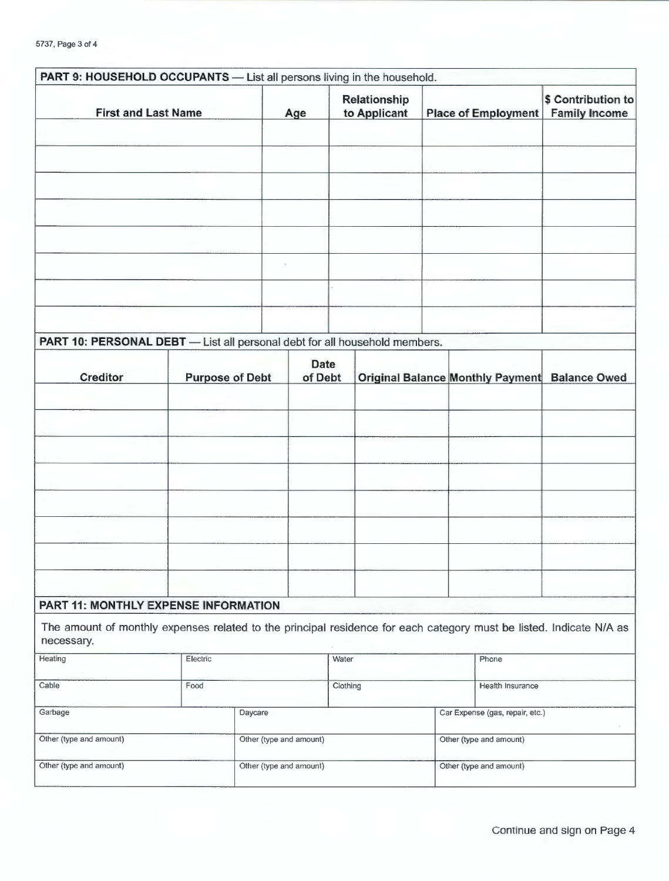## PART 9: HOUSEHOLD OCCUPANTS — List all persons living in the household.

| First and Last Name | Age | Relationship to Applicant | Place of Employment | $ Contribution to Family Income |
|---|---|---|---|---|
| | | | | |
| | | | | |
| | | | | |
| | | | | |
| | | | | |
| | | | | |
| | | | | |
| | | | | |

## PART 10: PERSONAL DEBT — List all personal debt for all household members.

| Creditor | Purpose of Debt | Date of Debt | Original Balance | Monthly Payment | Balance Owed |
|---|---|---|---|---|---|
| | | | | | |
| | | | | | |
| | | | | | |
| | | | | | |
| | | | | | |
| | | | | | |
| | | | | | |
| | | | | | |

## PART 11: MONTHLY EXPENSE INFORMATION

The amount of monthly expenses related to the principal residence for each category must be listed. Indicate N/A as necessary.

| Heating | Electric | Water | Phone |
|---|---|---|---|
| Cable | Food | Clothing | Health Insurance |

| Garbage | Daycare | Car Expense (gas, repair, etc.) |
|---|---|---|
| Other (type and amount) | Other (type and amount) | Other (type and amount) |
| Other (type and amount) | Other (type and amount) | Other (type and amount) |

Continue and sign on Page 4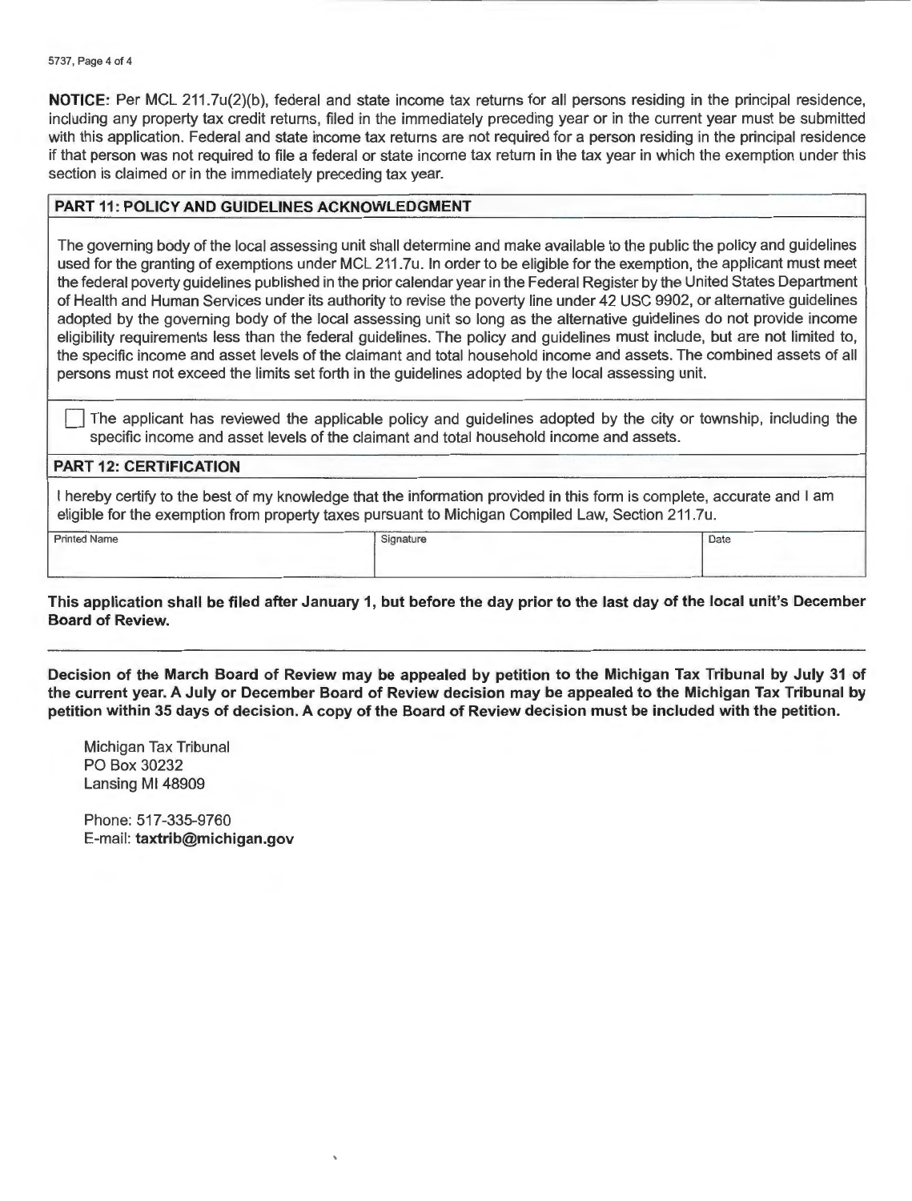**NOTICE:** Per MCL 211.7u(2)(b), federal and state income tax returns for all persons residing in the principal residence, including any property tax credit returns, filed in the immediately preceding year or in the current year must be submitted with this application. Federal and state income tax returns are not required for a person residing in the principal residence if that person was not required to file a federal or state income tax return in the tax year in which the exemption under this section is claimed or in the immediately preceding tax year.

## PART 11: POLICY AND GUIDELINES ACKNOWLEDGMENT

The governing body of the local assessing unit shall determine and make available to the public the policy and guidelines used for the granting of exemptions under MCL 211.7u. In order to be eligible for the exemption, the applicant must meet the federal poverty guidelines published in the prior calendar year in the Federal Register by the United States Department of Health and Human Services under its authority to revise the poverty line under 42 USC 9902, or alternative guidelines adopted by the governing body of the local assessing unit so long as the alternative guidelines do not provide income eligibility requirements less than the federal guidelines. The policy and guidelines must include, but are not limited to, the specific income and asset levels of the claimant and total household income and assets. The combined assets of all persons must not exceed the limits set forth in the guidelines adopted by the local assessing unit.

☐ The applicant has reviewed the applicable policy and guidelines adopted by the city or township, including the specific income and asset levels of the claimant and total household income and assets.

## PART 12: CERTIFICATION

I hereby certify to the best of my knowledge that the information provided in this form is complete, accurate and I am eligible for the exemption from property taxes pursuant to Michigan Compiled Law, Section 211.7u.

| Printed Name | Signature | Date |
|---|---|---|
| | | |

**This application shall be filed after January 1, but before the day prior to the last day of the local unit's December Board of Review.**

---

**Decision of the March Board of Review may be appealed by petition to the Michigan Tax Tribunal by July 31 of the current year. A July or December Board of Review decision may be appealed to the Michigan Tax Tribunal by petition within 35 days of decision. A copy of the Board of Review decision must be included with the petition.**

Michigan Tax Tribunal
PO Box 30232
Lansing MI 48909

Phone: 517-335-9760
E-mail: **taxtrib@michigan.gov**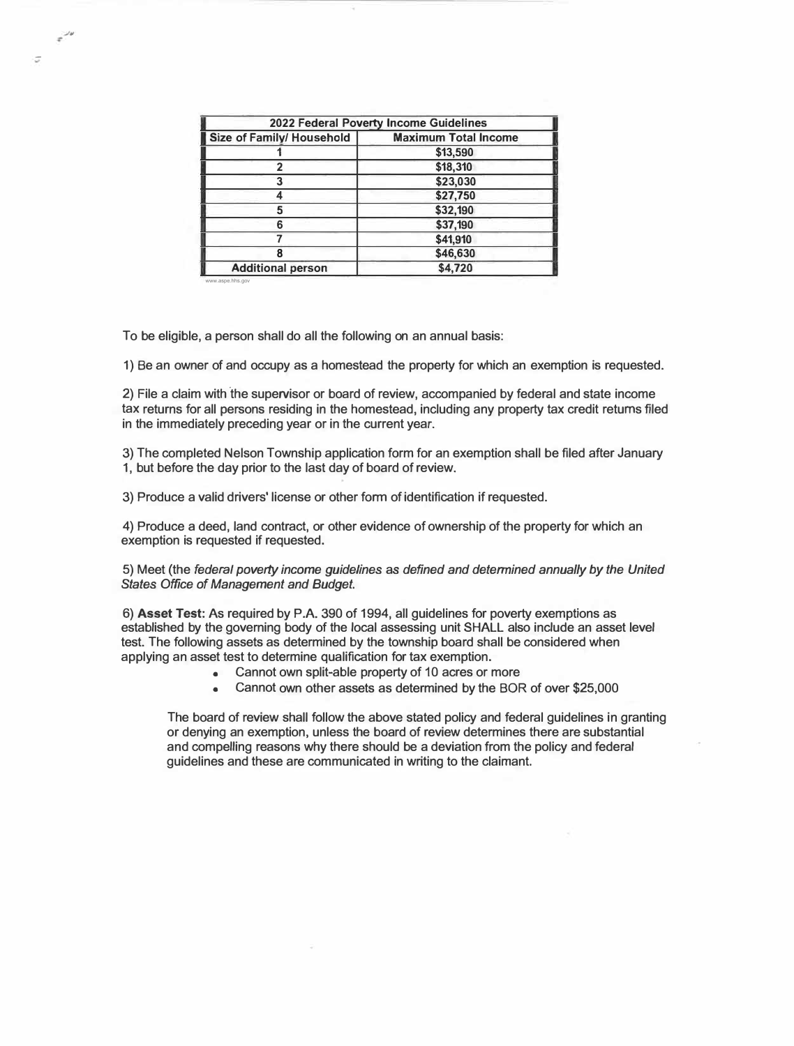| 2022 Federal Poverty Income Guidelines | |
|---|---|
| Size of Family/ Household | Maximum Total Income |
| 1 | $13,590 |
| 2 | $18,310 |
| 3 | $23,030 |
| 4 | $27,750 |
| 5 | $32,190 |
| 6 | $37,190 |
| 7 | $41,910 |
| 8 | $46,630 |
| Additional person | $4,720 |

www.aspe.hhs.gov

To be eligible, a person shall do all the following on an annual basis:

1) Be an owner of and occupy as a homestead the property for which an exemption is requested.

2) File a claim with the supervisor or board of review, accompanied by federal and state income tax returns for all persons residing in the homestead, including any property tax credit returns filed in the immediately preceding year or in the current year.

3) The completed Nelson Township application form for an exemption shall be filed after January 1, but before the day prior to the last day of board of review.

3) Produce a valid drivers' license or other form of identification if requested.

4) Produce a deed, land contract, or other evidence of ownership of the property for which an exemption is requested if requested.

5) Meet (the *federal poverty income guidelines as defined and determined annually by the United States Office of Management and Budget.*

6) **Asset Test:** As required by P.A. 390 of 1994, all guidelines for poverty exemptions as established by the governing body of the local assessing unit SHALL also include an asset level test. The following assets as determined by the township board shall be considered when applying an asset test to determine qualification for tax exemption.

- Cannot own split-able property of 10 acres or more
- Cannot own other assets as determined by the BOR of over $25,000

The board of review shall follow the above stated policy and federal guidelines in granting or denying an exemption, unless the board of review determines there are substantial and compelling reasons why there should be a deviation from the policy and federal guidelines and these are communicated in writing to the claimant.